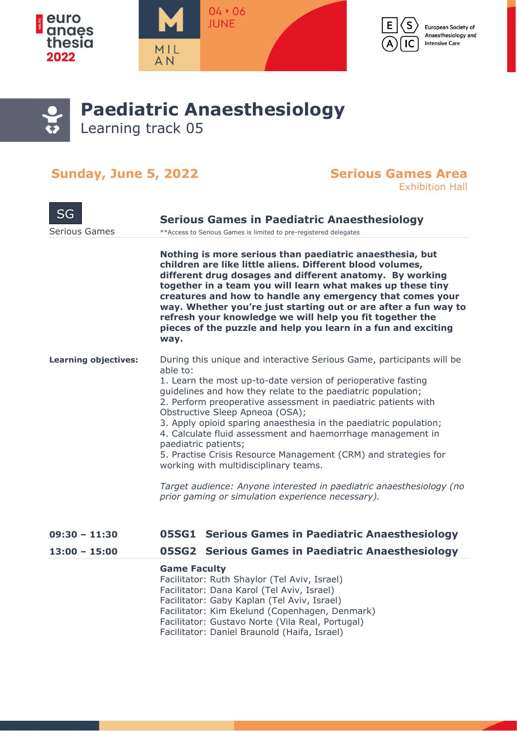euroanaesthesia 2022

04 ▸ 06 JUNE — MILAN

European Society of Anaesthesiology and Intensive Care

# Paediatric Anaesthesiology

Learning track 05

## Sunday, June 5, 2022

**Serious Games Area**
Exhibition Hall

SG
Serious Games

### Serious Games in Paediatric Anaesthesiology

**Access to Serious Games is limited to pre-registered delegates

**Nothing is more serious than paediatric anaesthesia, but children are like little aliens. Different blood volumes, different drug dosages and different anatomy. By working together in a team you will learn what makes up these tiny creatures and how to handle any emergency that comes your way. Whether you're just starting out or are after a fun way to refresh your knowledge we will help you fit together the pieces of the puzzle and help you learn in a fun and exciting way.**

**Learning objectives:**

During this unique and interactive Serious Game, participants will be able to:

1. Learn the most up-to-date version of perioperative fasting guidelines and how they relate to the paediatric population;
2. Perform preoperative assessment in paediatric patients with Obstructive Sleep Apneoa (OSA);
3. Apply opioid sparing anaesthesia in the paediatric population;
4. Calculate fluid assessment and haemorrhage management in paediatric patients;
5. Practise Crisis Resource Management (CRM) and strategies for working with multidisciplinary teams.

*Target audience: Anyone interested in paediatric anaesthesiology (no prior gaming or simulation experience necessary).*

**09:30 – 11:30** **05SG1 Serious Games in Paediatric Anaesthesiology**

**13:00 – 15:00** **05SG2 Serious Games in Paediatric Anaesthesiology**

**Game Faculty**

Facilitator: Ruth Shaylor (Tel Aviv, Israel)
Facilitator: Dana Karol (Tel Aviv, Israel)
Facilitator: Gaby Kaplan (Tel Aviv, Israel)
Facilitator: Kim Ekelund (Copenhagen, Denmark)
Facilitator: Gustavo Norte (Vila Real, Portugal)
Facilitator: Daniel Braunold (Haifa, Israel)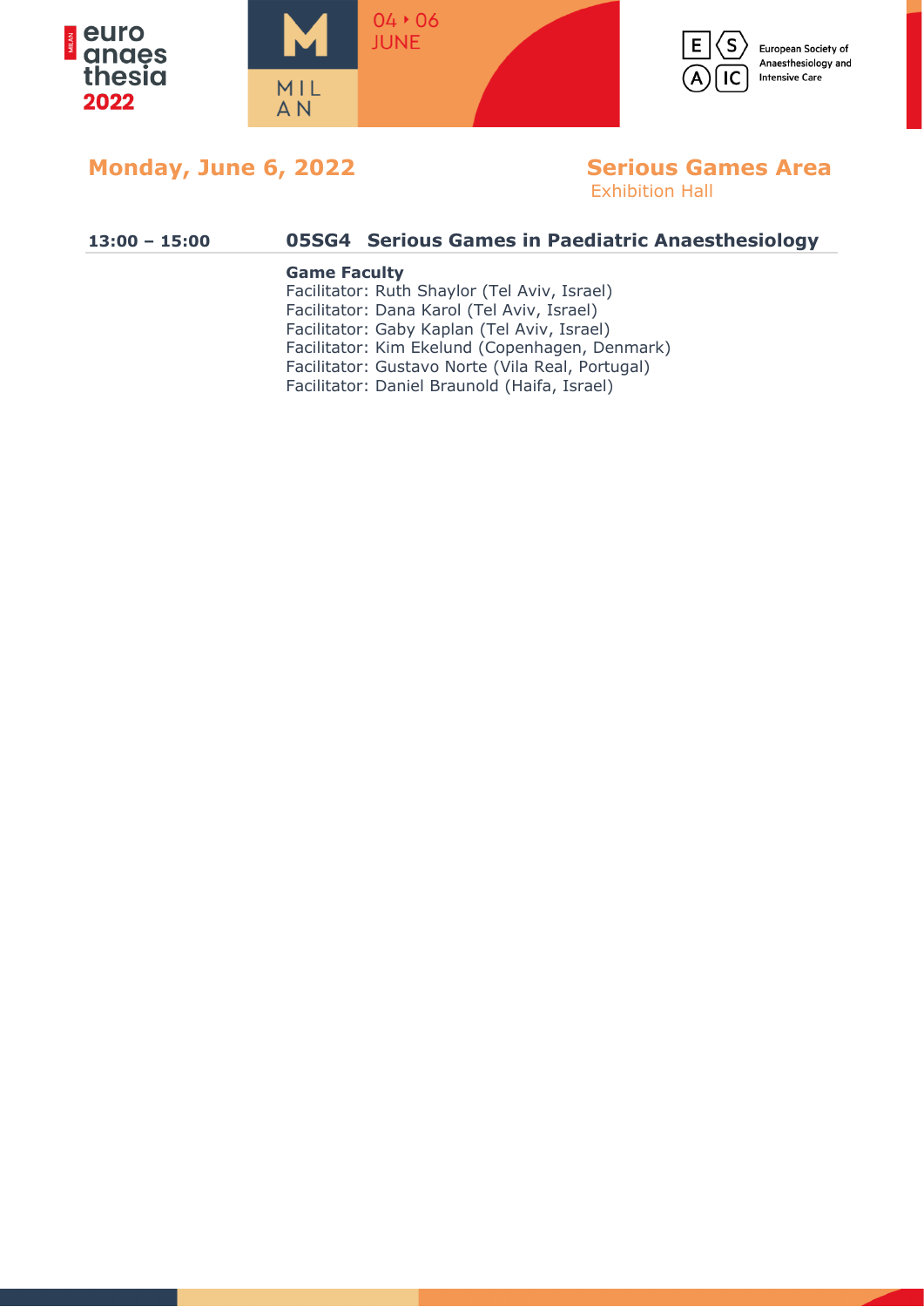## Monday, June 6, 2022

## Serious Games Area

Exhibition Hall

**13:00 – 15:00** **05SG4 Serious Games in Paediatric Anaesthesiology**

**Game Faculty**

Facilitator: Ruth Shaylor (Tel Aviv, Israel)
Facilitator: Dana Karol (Tel Aviv, Israel)
Facilitator: Gaby Kaplan (Tel Aviv, Israel)
Facilitator: Kim Ekelund (Copenhagen, Denmark)
Facilitator: Gustavo Norte (Vila Real, Portugal)
Facilitator: Daniel Braunold (Haifa, Israel)